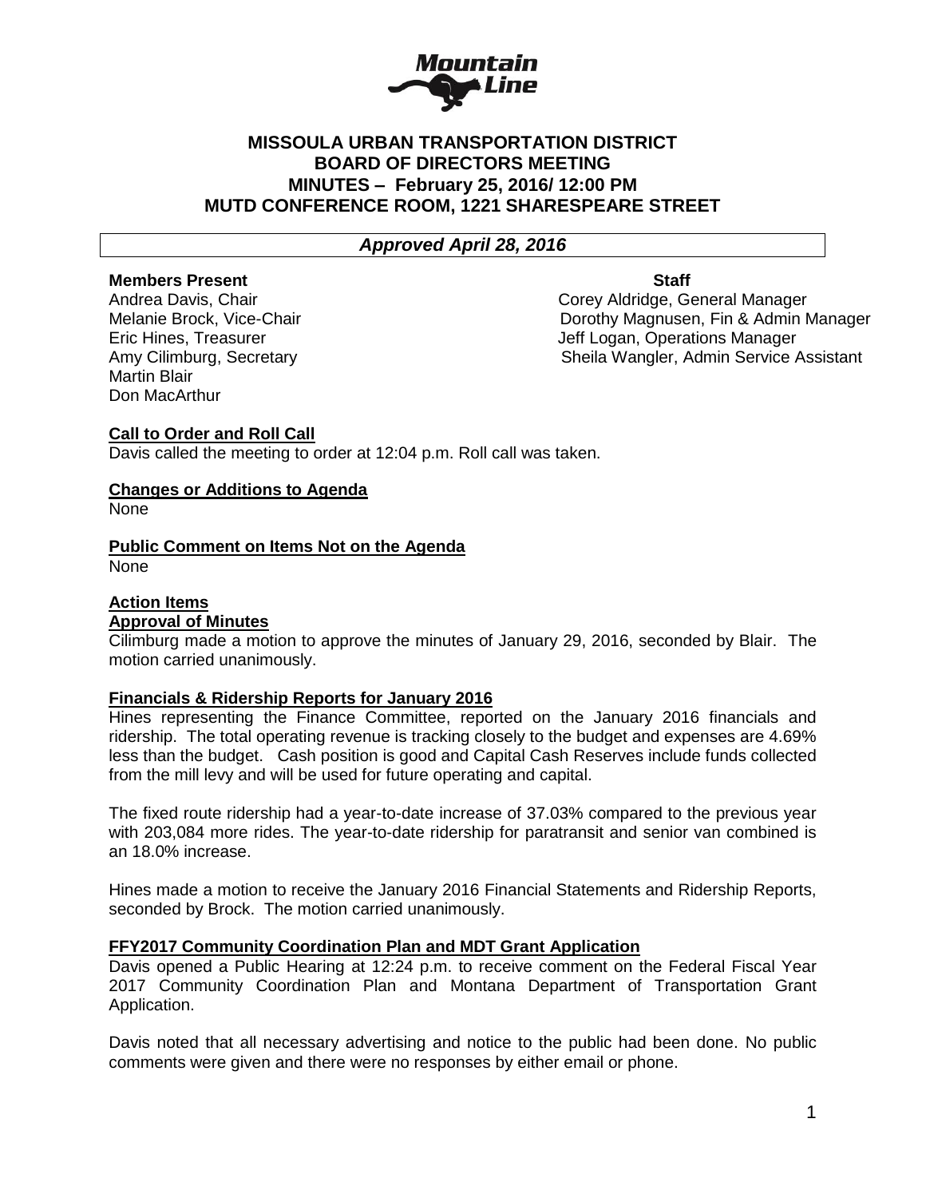# MISSOULA URBAN TRANSPORTATION DISTRICT
## BOARD OF DIRECTORS MEETING
## MINUTES – February 25, 2016/ 12:00 PM
## MUTD CONFERENCE ROOM, 1221 SHARESPEARE STREET

***Approved April 28, 2016***

**Members Present**
Andrea Davis, Chair
Melanie Brock, Vice-Chair
Eric Hines, Treasurer
Amy Cilimburg, Secretary
Martin Blair
Don MacArthur

**Staff**
Corey Aldridge, General Manager
Dorothy Magnusen, Fin & Admin Manager
Jeff Logan, Operations Manager
Sheila Wangler, Admin Service Assistant

**Call to Order and Roll Call**

Davis called the meeting to order at 12:04 p.m. Roll call was taken.

**Changes or Additions to Agenda**

None

**Public Comment on Items Not on the Agenda**

None

**Action Items**

**Approval of Minutes**

Cilimburg made a motion to approve the minutes of January 29, 2016, seconded by Blair. The motion carried unanimously.

**Financials & Ridership Reports for January 2016**

Hines representing the Finance Committee, reported on the January 2016 financials and ridership. The total operating revenue is tracking closely to the budget and expenses are 4.69% less than the budget. Cash position is good and Capital Cash Reserves include funds collected from the mill levy and will be used for future operating and capital.

The fixed route ridership had a year-to-date increase of 37.03% compared to the previous year with 203,084 more rides. The year-to-date ridership for paratransit and senior van combined is an 18.0% increase.

Hines made a motion to receive the January 2016 Financial Statements and Ridership Reports, seconded by Brock. The motion carried unanimously.

**FFY2017 Community Coordination Plan and MDT Grant Application**

Davis opened a Public Hearing at 12:24 p.m. to receive comment on the Federal Fiscal Year 2017 Community Coordination Plan and Montana Department of Transportation Grant Application.

Davis noted that all necessary advertising and notice to the public had been done. No public comments were given and there were no responses by either email or phone.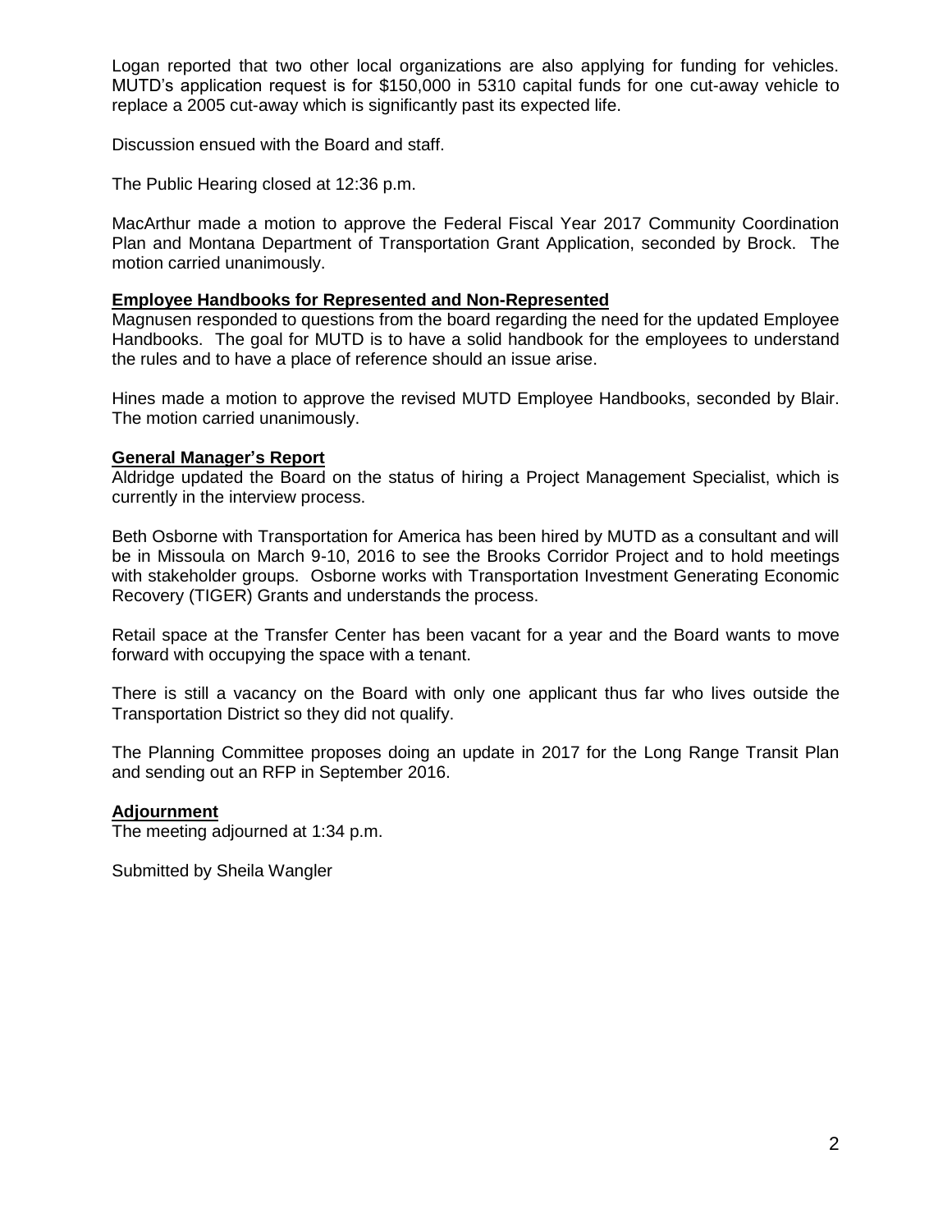Logan reported that two other local organizations are also applying for funding for vehicles. MUTD's application request is for $150,000 in 5310 capital funds for one cut-away vehicle to replace a 2005 cut-away which is significantly past its expected life.

Discussion ensued with the Board and staff.

The Public Hearing closed at 12:36 p.m.

MacArthur made a motion to approve the Federal Fiscal Year 2017 Community Coordination Plan and Montana Department of Transportation Grant Application, seconded by Brock. The motion carried unanimously.

**Employee Handbooks for Represented and Non-Represented**

Magnusen responded to questions from the board regarding the need for the updated Employee Handbooks. The goal for MUTD is to have a solid handbook for the employees to understand the rules and to have a place of reference should an issue arise.

Hines made a motion to approve the revised MUTD Employee Handbooks, seconded by Blair. The motion carried unanimously.

**General Manager's Report**

Aldridge updated the Board on the status of hiring a Project Management Specialist, which is currently in the interview process.

Beth Osborne with Transportation for America has been hired by MUTD as a consultant and will be in Missoula on March 9-10, 2016 to see the Brooks Corridor Project and to hold meetings with stakeholder groups. Osborne works with Transportation Investment Generating Economic Recovery (TIGER) Grants and understands the process.

Retail space at the Transfer Center has been vacant for a year and the Board wants to move forward with occupying the space with a tenant.

There is still a vacancy on the Board with only one applicant thus far who lives outside the Transportation District so they did not qualify.

The Planning Committee proposes doing an update in 2017 for the Long Range Transit Plan and sending out an RFP in September 2016.

**Adjournment**

The meeting adjourned at 1:34 p.m.

Submitted by Sheila Wangler